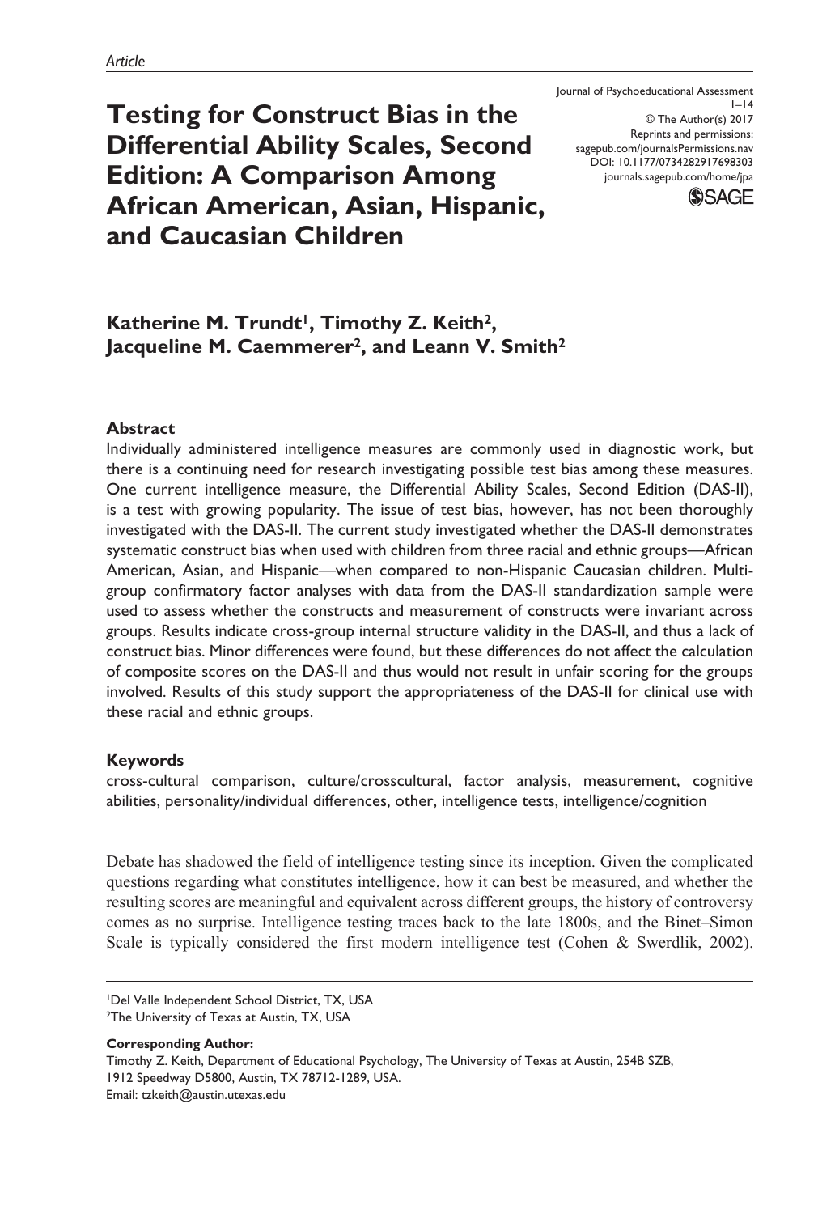*Article*

# Testing for Construct Bias in the Differential Ability Scales, Second Edition: A Comparison Among African American, Asian, Hispanic, and Caucasian Children

Journal of Psychoeducational Assessment
© The Author(s) 2017
Reprints and permissions: sagepub.com/journalsPermissions.nav
DOI: 10.1177/0734282917698303
journals.sagepub.com/home/jpa

**Katherine M. Trundt[1], Timothy Z. Keith[2], Jacqueline M. Caemmerer[2], and Leann V. Smith[2]**

### Abstract

Individually administered intelligence measures are commonly used in diagnostic work, but there is a continuing need for research investigating possible test bias among these measures. One current intelligence measure, the Differential Ability Scales, Second Edition (DAS-II), is a test with growing popularity. The issue of test bias, however, has not been thoroughly investigated with the DAS-II. The current study investigated whether the DAS-II demonstrates systematic construct bias when used with children from three racial and ethnic groups—African American, Asian, and Hispanic—when compared to non-Hispanic Caucasian children. Multi-group confirmatory factor analyses with data from the DAS-II standardization sample were used to assess whether the constructs and measurement of constructs were invariant across groups. Results indicate cross-group internal structure validity in the DAS-II, and thus a lack of construct bias. Minor differences were found, but these differences do not affect the calculation of composite scores on the DAS-II and thus would not result in unfair scoring for the groups involved. Results of this study support the appropriateness of the DAS-II for clinical use with these racial and ethnic groups.

### Keywords

cross-cultural comparison, culture/crosscultural, factor analysis, measurement, cognitive abilities, personality/individual differences, other, intelligence tests, intelligence/cognition

Debate has shadowed the field of intelligence testing since its inception. Given the complicated questions regarding what constitutes intelligence, how it can best be measured, and whether the resulting scores are meaningful and equivalent across different groups, the history of controversy comes as no surprise. Intelligence testing traces back to the late 1800s, and the Binet–Simon Scale is typically considered the first modern intelligence test (Cohen & Swerdlik, 2002).

[1]Del Valle Independent School District, TX, USA
[2]The University of Texas at Austin, TX, USA

**Corresponding Author:**
Timothy Z. Keith, Department of Educational Psychology, The University of Texas at Austin, 254B SZB, 1912 Speedway D5800, Austin, TX 78712-1289, USA.
Email: tzkeith@austin.utexas.edu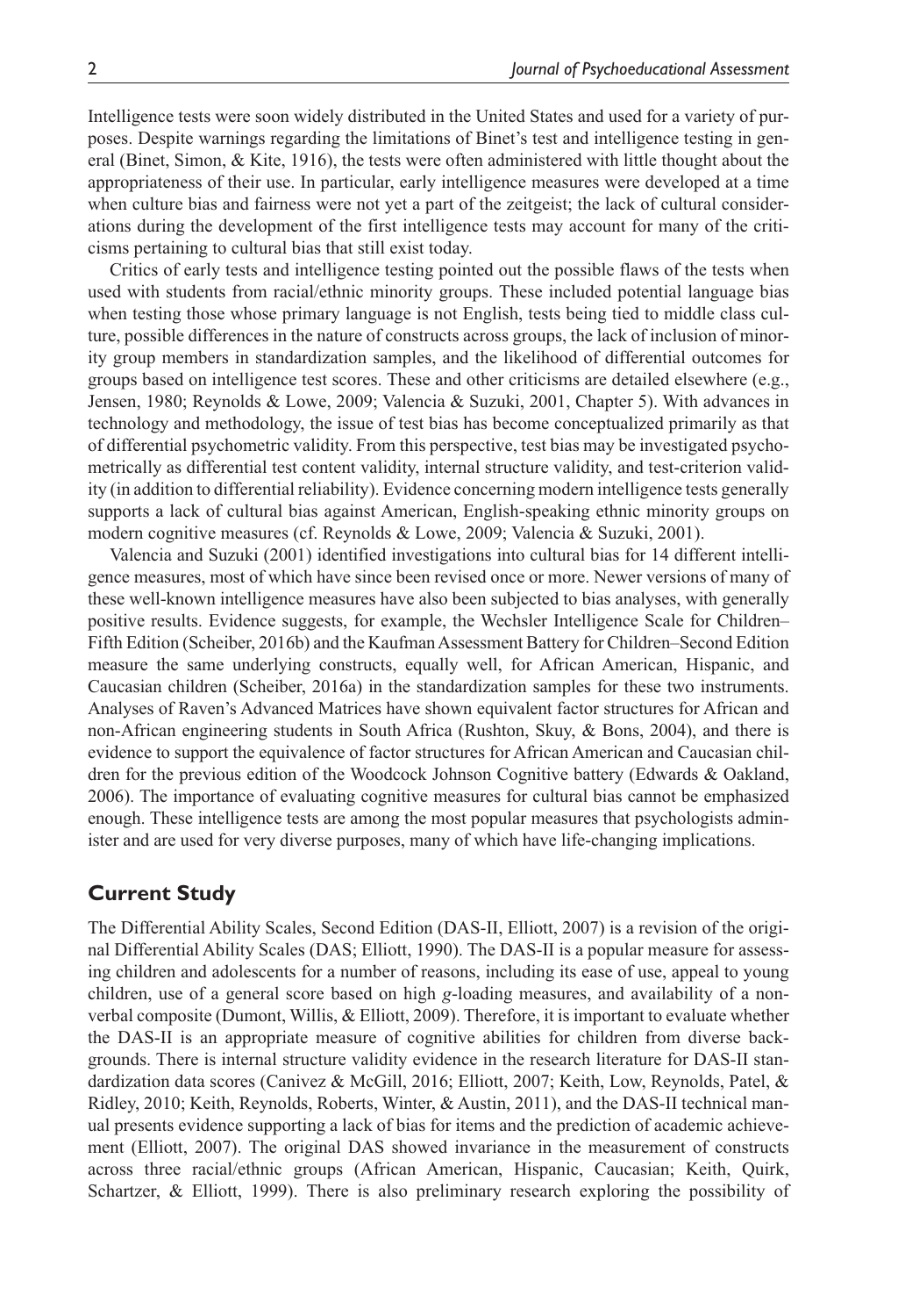Intelligence tests were soon widely distributed in the United States and used for a variety of purposes. Despite warnings regarding the limitations of Binet's test and intelligence testing in general (Binet, Simon, & Kite, 1916), the tests were often administered with little thought about the appropriateness of their use. In particular, early intelligence measures were developed at a time when culture bias and fairness were not yet a part of the zeitgeist; the lack of cultural considerations during the development of the first intelligence tests may account for many of the criticisms pertaining to cultural bias that still exist today.

Critics of early tests and intelligence testing pointed out the possible flaws of the tests when used with students from racial/ethnic minority groups. These included potential language bias when testing those whose primary language is not English, tests being tied to middle class culture, possible differences in the nature of constructs across groups, the lack of inclusion of minority group members in standardization samples, and the likelihood of differential outcomes for groups based on intelligence test scores. These and other criticisms are detailed elsewhere (e.g., Jensen, 1980; Reynolds & Lowe, 2009; Valencia & Suzuki, 2001, Chapter 5). With advances in technology and methodology, the issue of test bias has become conceptualized primarily as that of differential psychometric validity. From this perspective, test bias may be investigated psychometrically as differential test content validity, internal structure validity, and test-criterion validity (in addition to differential reliability). Evidence concerning modern intelligence tests generally supports a lack of cultural bias against American, English-speaking ethnic minority groups on modern cognitive measures (cf. Reynolds & Lowe, 2009; Valencia & Suzuki, 2001).

Valencia and Suzuki (2001) identified investigations into cultural bias for 14 different intelligence measures, most of which have since been revised once or more. Newer versions of many of these well-known intelligence measures have also been subjected to bias analyses, with generally positive results. Evidence suggests, for example, the Wechsler Intelligence Scale for Children–Fifth Edition (Scheiber, 2016b) and the Kaufman Assessment Battery for Children–Second Edition measure the same underlying constructs, equally well, for African American, Hispanic, and Caucasian children (Scheiber, 2016a) in the standardization samples for these two instruments. Analyses of Raven's Advanced Matrices have shown equivalent factor structures for African and non-African engineering students in South Africa (Rushton, Skuy, & Bons, 2004), and there is evidence to support the equivalence of factor structures for African American and Caucasian children for the previous edition of the Woodcock Johnson Cognitive battery (Edwards & Oakland, 2006). The importance of evaluating cognitive measures for cultural bias cannot be emphasized enough. These intelligence tests are among the most popular measures that psychologists administer and are used for very diverse purposes, many of which have life-changing implications.

## Current Study

The Differential Ability Scales, Second Edition (DAS-II, Elliott, 2007) is a revision of the original Differential Ability Scales (DAS; Elliott, 1990). The DAS-II is a popular measure for assessing children and adolescents for a number of reasons, including its ease of use, appeal to young children, use of a general score based on high *g*-loading measures, and availability of a nonverbal composite (Dumont, Willis, & Elliott, 2009). Therefore, it is important to evaluate whether the DAS-II is an appropriate measure of cognitive abilities for children from diverse backgrounds. There is internal structure validity evidence in the research literature for DAS-II standardization data scores (Canivez & McGill, 2016; Elliott, 2007; Keith, Low, Reynolds, Patel, & Ridley, 2010; Keith, Reynolds, Roberts, Winter, & Austin, 2011), and the DAS-II technical manual presents evidence supporting a lack of bias for items and the prediction of academic achievement (Elliott, 2007). The original DAS showed invariance in the measurement of constructs across three racial/ethnic groups (African American, Hispanic, Caucasian; Keith, Quirk, Schartzer, & Elliott, 1999). There is also preliminary research exploring the possibility of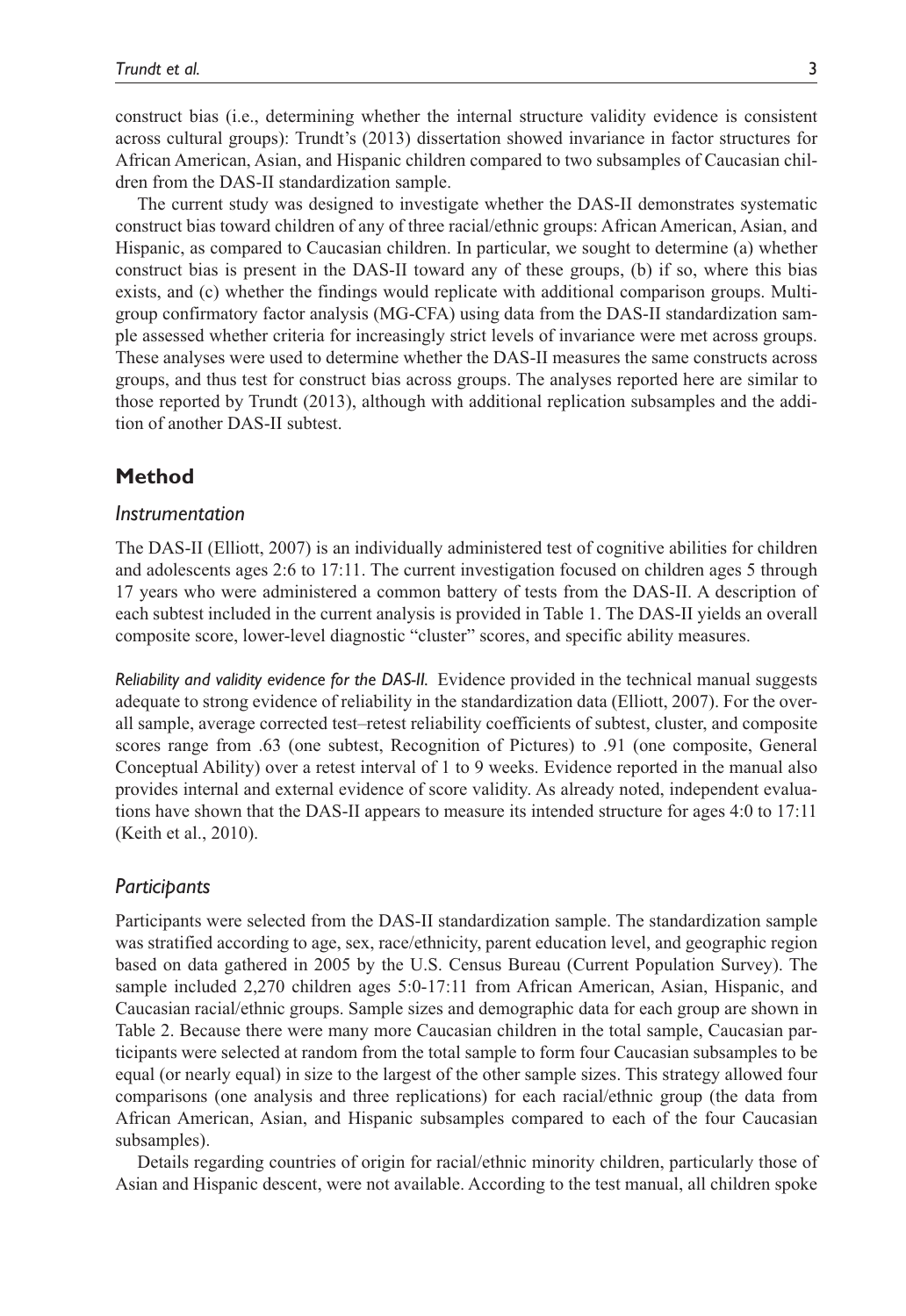construct bias (i.e., determining whether the internal structure validity evidence is consistent across cultural groups): Trundt's (2013) dissertation showed invariance in factor structures for African American, Asian, and Hispanic children compared to two subsamples of Caucasian children from the DAS-II standardization sample.

The current study was designed to investigate whether the DAS-II demonstrates systematic construct bias toward children of any of three racial/ethnic groups: African American, Asian, and Hispanic, as compared to Caucasian children. In particular, we sought to determine (a) whether construct bias is present in the DAS-II toward any of these groups, (b) if so, where this bias exists, and (c) whether the findings would replicate with additional comparison groups. Multigroup confirmatory factor analysis (MG-CFA) using data from the DAS-II standardization sample assessed whether criteria for increasingly strict levels of invariance were met across groups. These analyses were used to determine whether the DAS-II measures the same constructs across groups, and thus test for construct bias across groups. The analyses reported here are similar to those reported by Trundt (2013), although with additional replication subsamples and the addition of another DAS-II subtest.

## Method

### *Instrumentation*

The DAS-II (Elliott, 2007) is an individually administered test of cognitive abilities for children and adolescents ages 2:6 to 17:11. The current investigation focused on children ages 5 through 17 years who were administered a common battery of tests from the DAS-II. A description of each subtest included in the current analysis is provided in Table 1. The DAS-II yields an overall composite score, lower-level diagnostic "cluster" scores, and specific ability measures.

*Reliability and validity evidence for the DAS-II.* Evidence provided in the technical manual suggests adequate to strong evidence of reliability in the standardization data (Elliott, 2007). For the overall sample, average corrected test–retest reliability coefficients of subtest, cluster, and composite scores range from .63 (one subtest, Recognition of Pictures) to .91 (one composite, General Conceptual Ability) over a retest interval of 1 to 9 weeks. Evidence reported in the manual also provides internal and external evidence of score validity. As already noted, independent evaluations have shown that the DAS-II appears to measure its intended structure for ages 4:0 to 17:11 (Keith et al., 2010).

### *Participants*

Participants were selected from the DAS-II standardization sample. The standardization sample was stratified according to age, sex, race/ethnicity, parent education level, and geographic region based on data gathered in 2005 by the U.S. Census Bureau (Current Population Survey). The sample included 2,270 children ages 5:0-17:11 from African American, Asian, Hispanic, and Caucasian racial/ethnic groups. Sample sizes and demographic data for each group are shown in Table 2. Because there were many more Caucasian children in the total sample, Caucasian participants were selected at random from the total sample to form four Caucasian subsamples to be equal (or nearly equal) in size to the largest of the other sample sizes. This strategy allowed four comparisons (one analysis and three replications) for each racial/ethnic group (the data from African American, Asian, and Hispanic subsamples compared to each of the four Caucasian subsamples).

Details regarding countries of origin for racial/ethnic minority children, particularly those of Asian and Hispanic descent, were not available. According to the test manual, all children spoke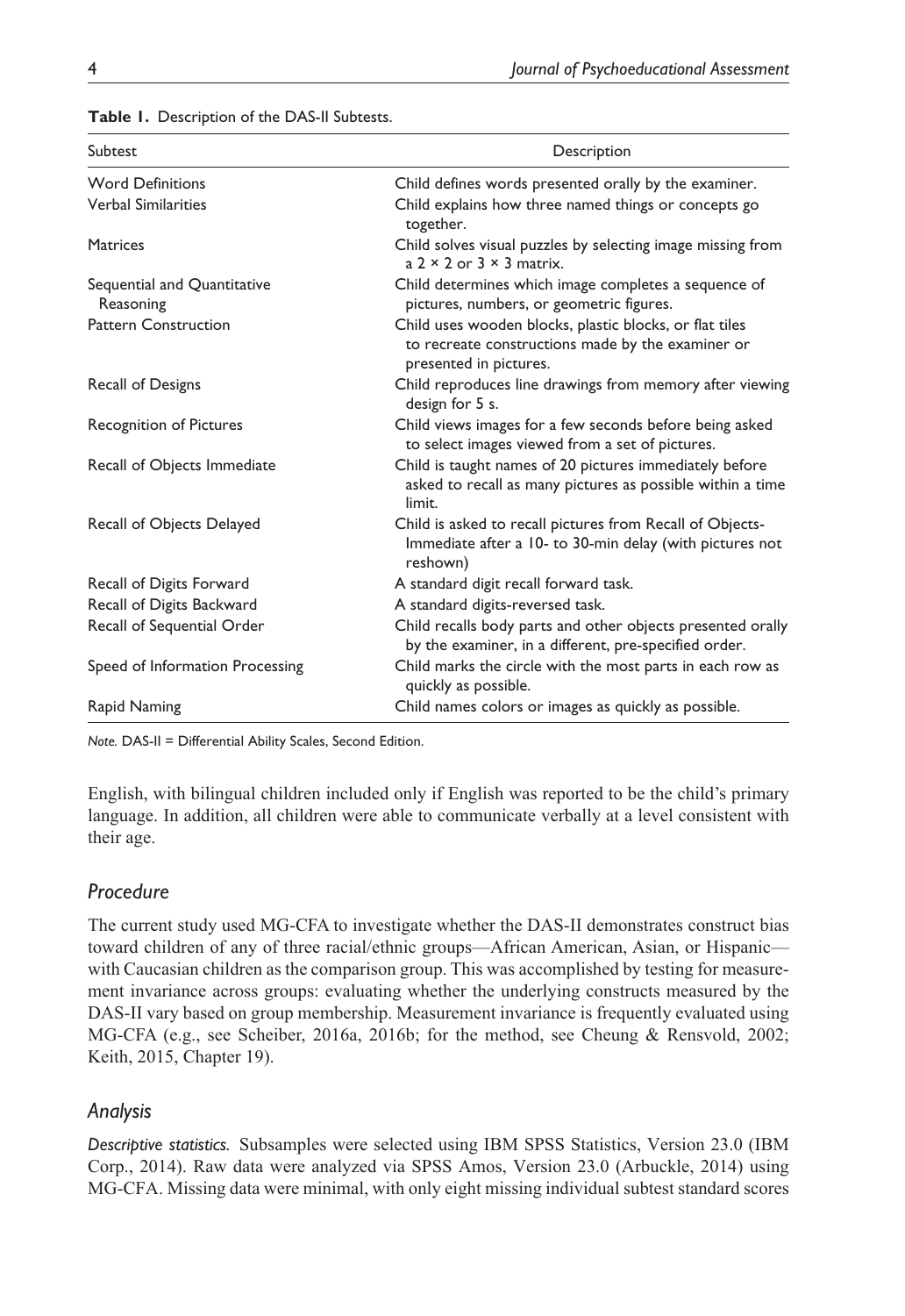**Table 1.** Description of the DAS-II Subtests.

| Subtest | Description |
| --- | --- |
| Word Definitions | Child defines words presented orally by the examiner. |
| Verbal Similarities | Child explains how three named things or concepts go together. |
| Matrices | Child solves visual puzzles by selecting image missing from a 2 × 2 or 3 × 3 matrix. |
| Sequential and Quantitative Reasoning | Child determines which image completes a sequence of pictures, numbers, or geometric figures. |
| Pattern Construction | Child uses wooden blocks, plastic blocks, or flat tiles to recreate constructions made by the examiner or presented in pictures. |
| Recall of Designs | Child reproduces line drawings from memory after viewing design for 5 s. |
| Recognition of Pictures | Child views images for a few seconds before being asked to select images viewed from a set of pictures. |
| Recall of Objects Immediate | Child is taught names of 20 pictures immediately before asked to recall as many pictures as possible within a time limit. |
| Recall of Objects Delayed | Child is asked to recall pictures from Recall of Objects-Immediate after a 10- to 30-min delay (with pictures not reshown) |
| Recall of Digits Forward | A standard digit recall forward task. |
| Recall of Digits Backward | A standard digits-reversed task. |
| Recall of Sequential Order | Child recalls body parts and other objects presented orally by the examiner, in a different, pre-specified order. |
| Speed of Information Processing | Child marks the circle with the most parts in each row as quickly as possible. |
| Rapid Naming | Child names colors or images as quickly as possible. |

*Note.* DAS-II = Differential Ability Scales, Second Edition.

English, with bilingual children included only if English was reported to be the child's primary language. In addition, all children were able to communicate verbally at a level consistent with their age.

## *Procedure*

The current study used MG-CFA to investigate whether the DAS-II demonstrates construct bias toward children of any of three racial/ethnic groups—African American, Asian, or Hispanic—with Caucasian children as the comparison group. This was accomplished by testing for measurement invariance across groups: evaluating whether the underlying constructs measured by the DAS-II vary based on group membership. Measurement invariance is frequently evaluated using MG-CFA (e.g., see Scheiber, 2016a, 2016b; for the method, see Cheung & Rensvold, 2002; Keith, 2015, Chapter 19).

## *Analysis*

*Descriptive statistics.* Subsamples were selected using IBM SPSS Statistics, Version 23.0 (IBM Corp., 2014). Raw data were analyzed via SPSS Amos, Version 23.0 (Arbuckle, 2014) using MG-CFA. Missing data were minimal, with only eight missing individual subtest standard scores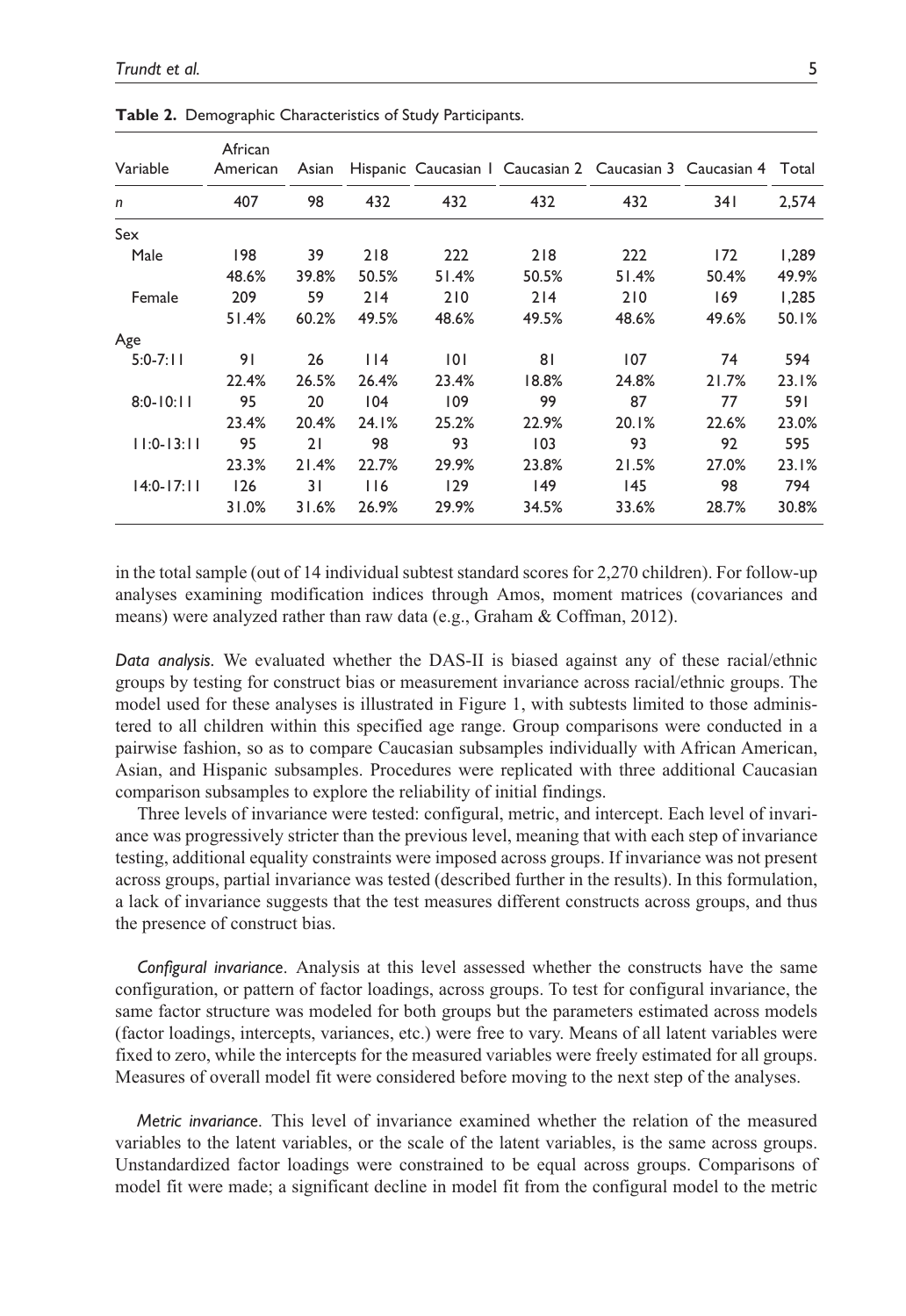**Table 2.** Demographic Characteristics of Study Participants.

| Variable | African American | Asian | Hispanic | Caucasian 1 | Caucasian 2 | Caucasian 3 | Caucasian 4 | Total |
|---|---|---|---|---|---|---|---|---|
| *n* | 407 | 98 | 432 | 432 | 432 | 432 | 341 | 2,574 |
| Sex | | | | | | | | |
| Male | 198 | 39 | 218 | 222 | 218 | 222 | 172 | 1,289 |
| | 48.6% | 39.8% | 50.5% | 51.4% | 50.5% | 51.4% | 50.4% | 49.9% |
| Female | 209 | 59 | 214 | 210 | 214 | 210 | 169 | 1,285 |
| | 51.4% | 60.2% | 49.5% | 48.6% | 49.5% | 48.6% | 49.6% | 50.1% |
| Age | | | | | | | | |
| 5:0-7:11 | 91 | 26 | 114 | 101 | 81 | 107 | 74 | 594 |
| | 22.4% | 26.5% | 26.4% | 23.4% | 18.8% | 24.8% | 21.7% | 23.1% |
| 8:0-10:11 | 95 | 20 | 104 | 109 | 99 | 87 | 77 | 591 |
| | 23.4% | 20.4% | 24.1% | 25.2% | 22.9% | 20.1% | 22.6% | 23.0% |
| 11:0-13:11 | 95 | 21 | 98 | 93 | 103 | 93 | 92 | 595 |
| | 23.3% | 21.4% | 22.7% | 29.9% | 23.8% | 21.5% | 27.0% | 23.1% |
| 14:0-17:11 | 126 | 31 | 116 | 129 | 149 | 145 | 98 | 794 |
| | 31.0% | 31.6% | 26.9% | 29.9% | 34.5% | 33.6% | 28.7% | 30.8% |

in the total sample (out of 14 individual subtest standard scores for 2,270 children). For follow-up analyses examining modification indices through Amos, moment matrices (covariances and means) were analyzed rather than raw data (e.g., Graham & Coffman, 2012).

*Data analysis.* We evaluated whether the DAS-II is biased against any of these racial/ethnic groups by testing for construct bias or measurement invariance across racial/ethnic groups. The model used for these analyses is illustrated in Figure 1, with subtests limited to those administered to all children within this specified age range. Group comparisons were conducted in a pairwise fashion, so as to compare Caucasian subsamples individually with African American, Asian, and Hispanic subsamples. Procedures were replicated with three additional Caucasian comparison subsamples to explore the reliability of initial findings.

Three levels of invariance were tested: configural, metric, and intercept. Each level of invariance was progressively stricter than the previous level, meaning that with each step of invariance testing, additional equality constraints were imposed across groups. If invariance was not present across groups, partial invariance was tested (described further in the results). In this formulation, a lack of invariance suggests that the test measures different constructs across groups, and thus the presence of construct bias.

*Configural invariance*. Analysis at this level assessed whether the constructs have the same configuration, or pattern of factor loadings, across groups. To test for configural invariance, the same factor structure was modeled for both groups but the parameters estimated across models (factor loadings, intercepts, variances, etc.) were free to vary. Means of all latent variables were fixed to zero, while the intercepts for the measured variables were freely estimated for all groups. Measures of overall model fit were considered before moving to the next step of the analyses.

*Metric invariance*. This level of invariance examined whether the relation of the measured variables to the latent variables, or the scale of the latent variables, is the same across groups. Unstandardized factor loadings were constrained to be equal across groups. Comparisons of model fit were made; a significant decline in model fit from the configural model to the metric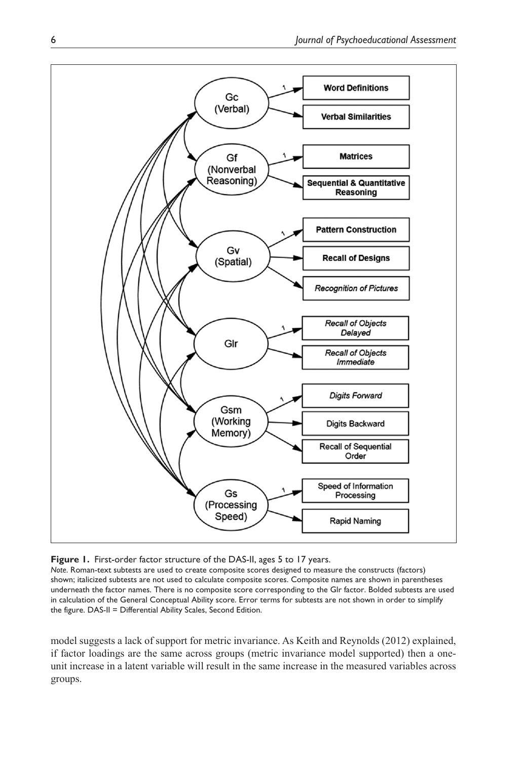**Figure 1.** First-order factor structure of the DAS-II, ages 5 to 17 years.

*Note.* Roman-text subtests are used to create composite scores designed to measure the constructs (factors) shown; italicized subtests are not used to calculate composite scores. Composite names are shown in parentheses underneath the factor names. There is no composite score corresponding to the Glr factor. Bolded subtests are used in calculation of the General Conceptual Ability score. Error terms for subtests are not shown in order to simplify the figure. DAS-II = Differential Ability Scales, Second Edition.

model suggests a lack of support for metric invariance. As Keith and Reynolds (2012) explained, if factor loadings are the same across groups (metric invariance model supported) then a one-unit increase in a latent variable will result in the same increase in the measured variables across groups.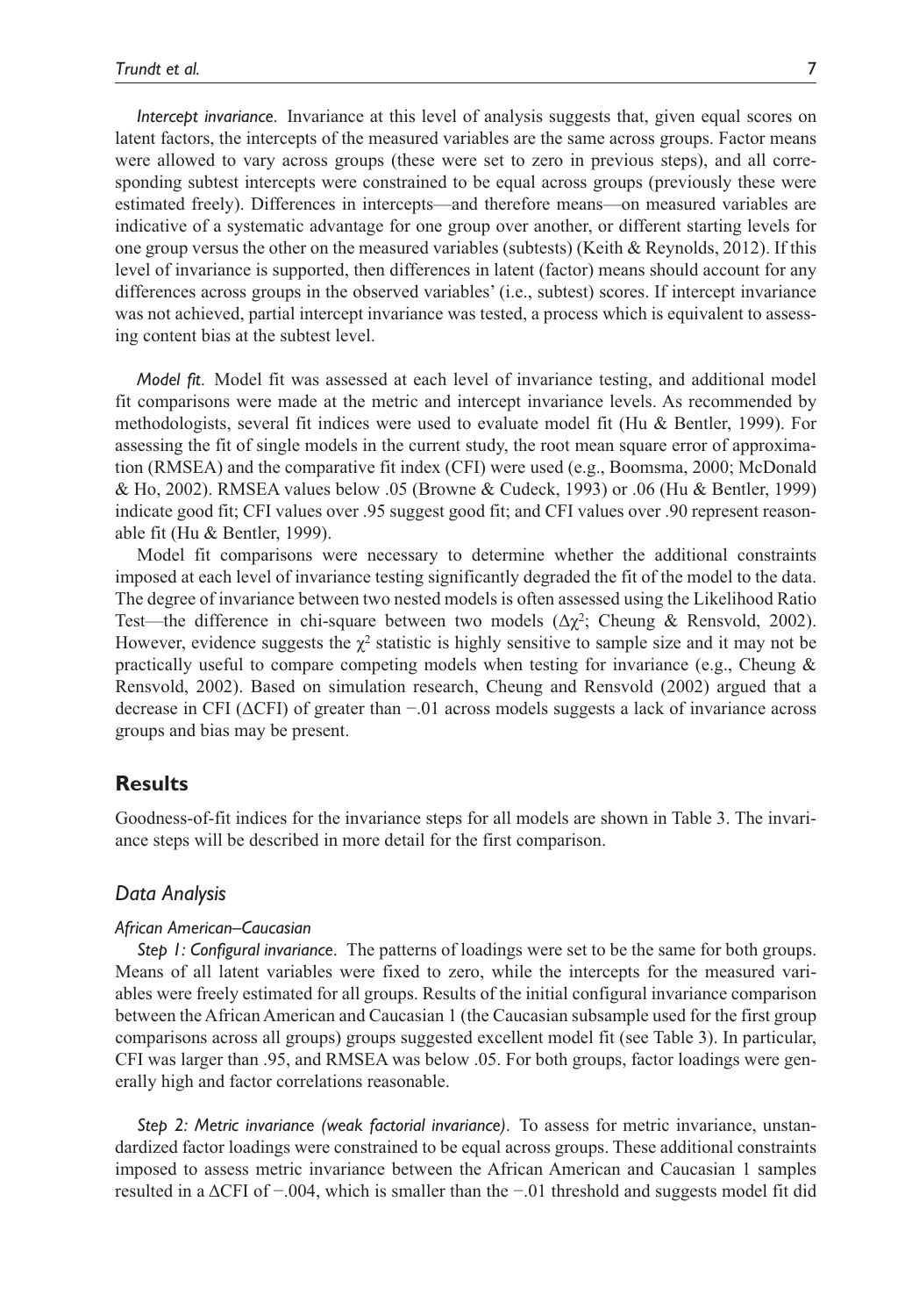*Intercept invariance.* Invariance at this level of analysis suggests that, given equal scores on latent factors, the intercepts of the measured variables are the same across groups. Factor means were allowed to vary across groups (these were set to zero in previous steps), and all corresponding subtest intercepts were constrained to be equal across groups (previously these were estimated freely). Differences in intercepts—and therefore means—on measured variables are indicative of a systematic advantage for one group over another, or different starting levels for one group versus the other on the measured variables (subtests) (Keith & Reynolds, 2012). If this level of invariance is supported, then differences in latent (factor) means should account for any differences across groups in the observed variables' (i.e., subtest) scores. If intercept invariance was not achieved, partial intercept invariance was tested, a process which is equivalent to assessing content bias at the subtest level.

*Model fit.* Model fit was assessed at each level of invariance testing, and additional model fit comparisons were made at the metric and intercept invariance levels. As recommended by methodologists, several fit indices were used to evaluate model fit (Hu & Bentler, 1999). For assessing the fit of single models in the current study, the root mean square error of approximation (RMSEA) and the comparative fit index (CFI) were used (e.g., Boomsma, 2000; McDonald & Ho, 2002). RMSEA values below .05 (Browne & Cudeck, 1993) or .06 (Hu & Bentler, 1999) indicate good fit; CFI values over .95 suggest good fit; and CFI values over .90 represent reasonable fit (Hu & Bentler, 1999).

Model fit comparisons were necessary to determine whether the additional constraints imposed at each level of invariance testing significantly degraded the fit of the model to the data. The degree of invariance between two nested models is often assessed using the Likelihood Ratio Test—the difference in chi-square between two models ($\Delta\chi^2$; Cheung & Rensvold, 2002). However, evidence suggests the $\chi^2$ statistic is highly sensitive to sample size and it may not be practically useful to compare competing models when testing for invariance (e.g., Cheung & Rensvold, 2002). Based on simulation research, Cheung and Rensvold (2002) argued that a decrease in CFI ($\Delta$CFI) of greater than −.01 across models suggests a lack of invariance across groups and bias may be present.

## Results

Goodness-of-fit indices for the invariance steps for all models are shown in Table 3. The invariance steps will be described in more detail for the first comparison.

### Data Analysis

#### African American–Caucasian

*Step 1: Configural invariance.* The patterns of loadings were set to be the same for both groups. Means of all latent variables were fixed to zero, while the intercepts for the measured variables were freely estimated for all groups. Results of the initial configural invariance comparison between the African American and Caucasian 1 (the Caucasian subsample used for the first group comparisons across all groups) groups suggested excellent model fit (see Table 3). In particular, CFI was larger than .95, and RMSEA was below .05. For both groups, factor loadings were generally high and factor correlations reasonable.

*Step 2: Metric invariance (weak factorial invariance).* To assess for metric invariance, unstandardized factor loadings were constrained to be equal across groups. These additional constraints imposed to assess metric invariance between the African American and Caucasian 1 samples resulted in a $\Delta$CFI of −.004, which is smaller than the −.01 threshold and suggests model fit did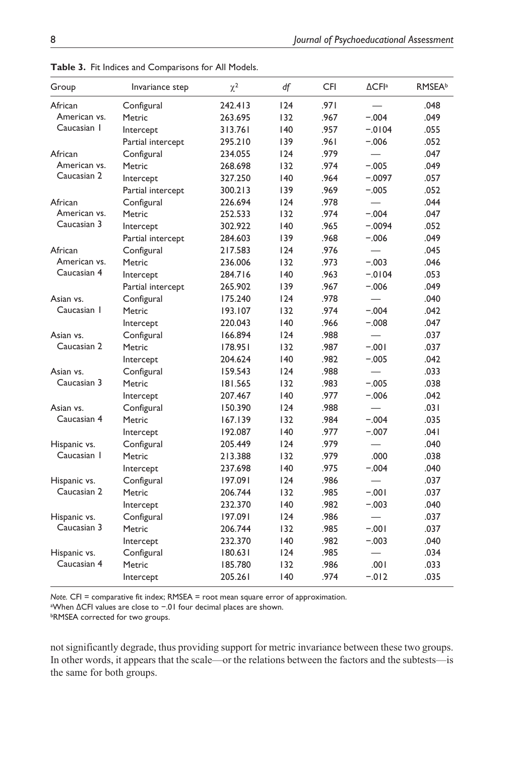**Table 3.** Fit Indices and Comparisons for All Models.

| Group | Invariance step | $\chi^2$ | *df* | CFI | ΔCFI[a] | RMSEA[b] |
|---|---|---|---|---|---|---|
| African American vs. Caucasian 1 | Configural | 242.413 | 124 | .971 | — | .048 |
| | Metric | 263.695 | 132 | .967 | −.004 | .049 |
| | Intercept | 313.761 | 140 | .957 | −.0104 | .055 |
| | Partial intercept | 295.210 | 139 | .961 | −.006 | .052 |
| African American vs. Caucasian 2 | Configural | 234.055 | 124 | .979 | — | .047 |
| | Metric | 268.698 | 132 | .974 | −.005 | .049 |
| | Intercept | 327.250 | 140 | .964 | −.0097 | .057 |
| | Partial intercept | 300.213 | 139 | .969 | −.005 | .052 |
| African American vs. Caucasian 3 | Configural | 226.694 | 124 | .978 | — | .044 |
| | Metric | 252.533 | 132 | .974 | −.004 | .047 |
| | Intercept | 302.922 | 140 | .965 | −.0094 | .052 |
| | Partial intercept | 284.603 | 139 | .968 | −.006 | .049 |
| African American vs. Caucasian 4 | Configural | 217.583 | 124 | .976 | — | .045 |
| | Metric | 236.006 | 132 | .973 | −.003 | .046 |
| | Intercept | 284.716 | 140 | .963 | −.0104 | .053 |
| | Partial intercept | 265.902 | 139 | .967 | −.006 | .049 |
| Asian vs. Caucasian 1 | Configural | 175.240 | 124 | .978 | — | .040 |
| | Metric | 193.107 | 132 | .974 | −.004 | .042 |
| | Intercept | 220.043 | 140 | .966 | −.008 | .047 |
| Asian vs. Caucasian 2 | Configural | 166.894 | 124 | .988 | — | .037 |
| | Metric | 178.951 | 132 | .987 | −.001 | .037 |
| | Intercept | 204.624 | 140 | .982 | −.005 | .042 |
| Asian vs. Caucasian 3 | Configural | 159.543 | 124 | .988 | — | .033 |
| | Metric | 181.565 | 132 | .983 | −.005 | .038 |
| | Intercept | 207.467 | 140 | .977 | −.006 | .042 |
| Asian vs. Caucasian 4 | Configural | 150.390 | 124 | .988 | — | .031 |
| | Metric | 167.139 | 132 | .984 | −.004 | .035 |
| | Intercept | 192.087 | 140 | .977 | −.007 | .041 |
| Hispanic vs. Caucasian 1 | Configural | 205.449 | 124 | .979 | — | .040 |
| | Metric | 213.388 | 132 | .979 | .000 | .038 |
| | Intercept | 237.698 | 140 | .975 | −.004 | .040 |
| Hispanic vs. Caucasian 2 | Configural | 197.091 | 124 | .986 | — | .037 |
| | Metric | 206.744 | 132 | .985 | −.001 | .037 |
| | Intercept | 232.370 | 140 | .982 | −.003 | .040 |
| Hispanic vs. Caucasian 3 | Configural | 197.091 | 124 | .986 | — | .037 |
| | Metric | 206.744 | 132 | .985 | −.001 | .037 |
| | Intercept | 232.370 | 140 | .982 | −.003 | .040 |
| Hispanic vs. Caucasian 4 | Configural | 180.631 | 124 | .985 | — | .034 |
| | Metric | 185.780 | 132 | .986 | .001 | .033 |
| | Intercept | 205.261 | 140 | .974 | −.012 | .035 |

*Note.* CFI = comparative fit index; RMSEA = root mean square error of approximation.
[a]When ΔCFI values are close to −.01 four decimal places are shown.
[b]RMSEA corrected for two groups.

not significantly degrade, thus providing support for metric invariance between these two groups. In other words, it appears that the scale—or the relations between the factors and the subtests—is the same for both groups.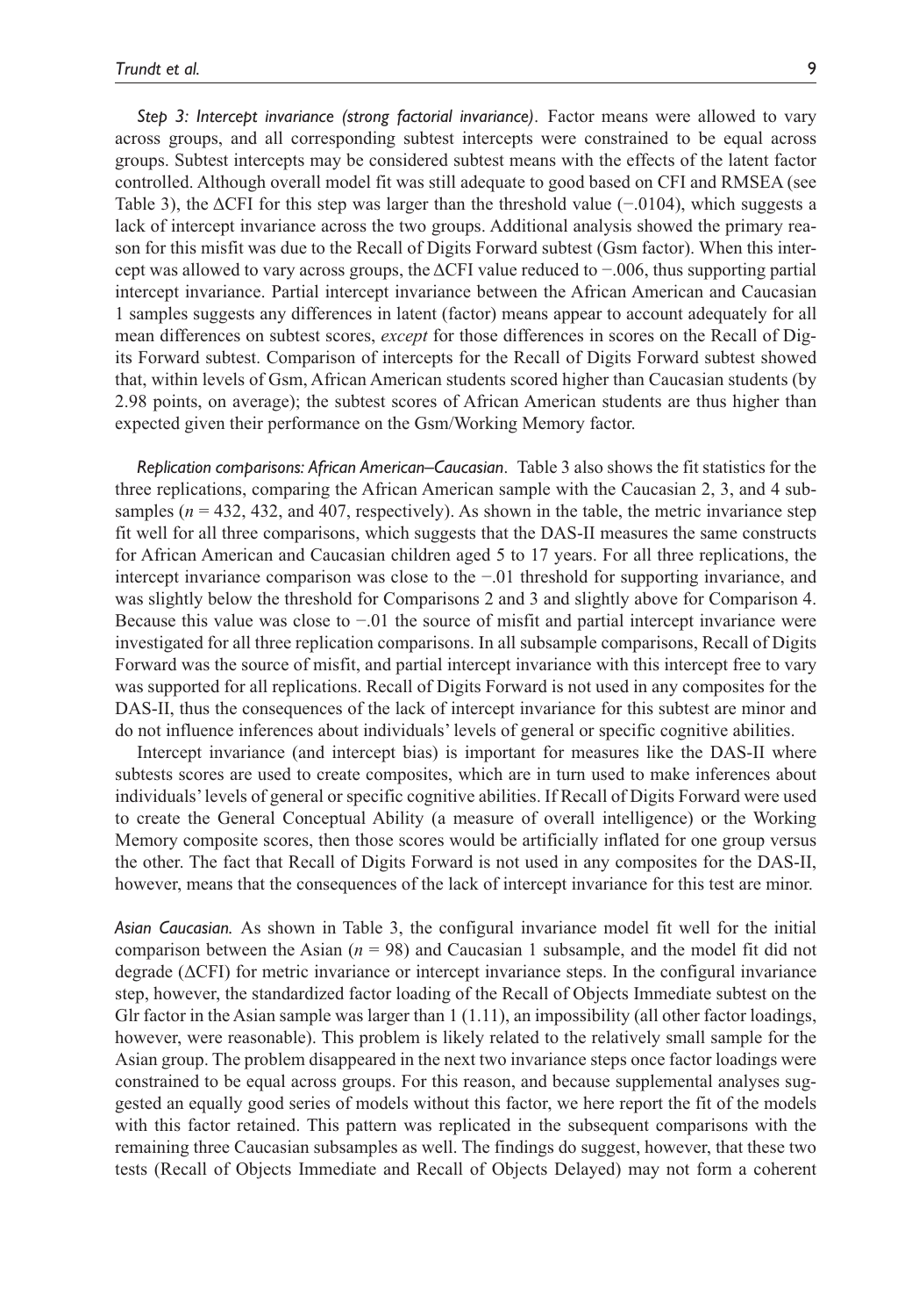*Step 3: Intercept invariance (strong factorial invariance)*. Factor means were allowed to vary across groups, and all corresponding subtest intercepts were constrained to be equal across groups. Subtest intercepts may be considered subtest means with the effects of the latent factor controlled. Although overall model fit was still adequate to good based on CFI and RMSEA (see Table 3), the ΔCFI for this step was larger than the threshold value (−.0104), which suggests a lack of intercept invariance across the two groups. Additional analysis showed the primary reason for this misfit was due to the Recall of Digits Forward subtest (Gsm factor). When this intercept was allowed to vary across groups, the ΔCFI value reduced to −.006, thus supporting partial intercept invariance. Partial intercept invariance between the African American and Caucasian 1 samples suggests any differences in latent (factor) means appear to account adequately for all mean differences on subtest scores, *except* for those differences in scores on the Recall of Digits Forward subtest. Comparison of intercepts for the Recall of Digits Forward subtest showed that, within levels of Gsm, African American students scored higher than Caucasian students (by 2.98 points, on average); the subtest scores of African American students are thus higher than expected given their performance on the Gsm/Working Memory factor.

*Replication comparisons: African American–Caucasian*. Table 3 also shows the fit statistics for the three replications, comparing the African American sample with the Caucasian 2, 3, and 4 subsamples ($n$ = 432, 432, and 407, respectively). As shown in the table, the metric invariance step fit well for all three comparisons, which suggests that the DAS-II measures the same constructs for African American and Caucasian children aged 5 to 17 years. For all three replications, the intercept invariance comparison was close to the −.01 threshold for supporting invariance, and was slightly below the threshold for Comparisons 2 and 3 and slightly above for Comparison 4. Because this value was close to −.01 the source of misfit and partial intercept invariance were investigated for all three replication comparisons. In all subsample comparisons, Recall of Digits Forward was the source of misfit, and partial intercept invariance with this intercept free to vary was supported for all replications. Recall of Digits Forward is not used in any composites for the DAS-II, thus the consequences of the lack of intercept invariance for this subtest are minor and do not influence inferences about individuals' levels of general or specific cognitive abilities.

Intercept invariance (and intercept bias) is important for measures like the DAS-II where subtests scores are used to create composites, which are in turn used to make inferences about individuals' levels of general or specific cognitive abilities. If Recall of Digits Forward were used to create the General Conceptual Ability (a measure of overall intelligence) or the Working Memory composite scores, then those scores would be artificially inflated for one group versus the other. The fact that Recall of Digits Forward is not used in any composites for the DAS-II, however, means that the consequences of the lack of intercept invariance for this test are minor.

*Asian Caucasian.* As shown in Table 3, the configural invariance model fit well for the initial comparison between the Asian ($n$ = 98) and Caucasian 1 subsample, and the model fit did not degrade (ΔCFI) for metric invariance or intercept invariance steps. In the configural invariance step, however, the standardized factor loading of the Recall of Objects Immediate subtest on the Glr factor in the Asian sample was larger than 1 (1.11), an impossibility (all other factor loadings, however, were reasonable). This problem is likely related to the relatively small sample for the Asian group. The problem disappeared in the next two invariance steps once factor loadings were constrained to be equal across groups. For this reason, and because supplemental analyses suggested an equally good series of models without this factor, we here report the fit of the models with this factor retained. This pattern was replicated in the subsequent comparisons with the remaining three Caucasian subsamples as well. The findings do suggest, however, that these two tests (Recall of Objects Immediate and Recall of Objects Delayed) may not form a coherent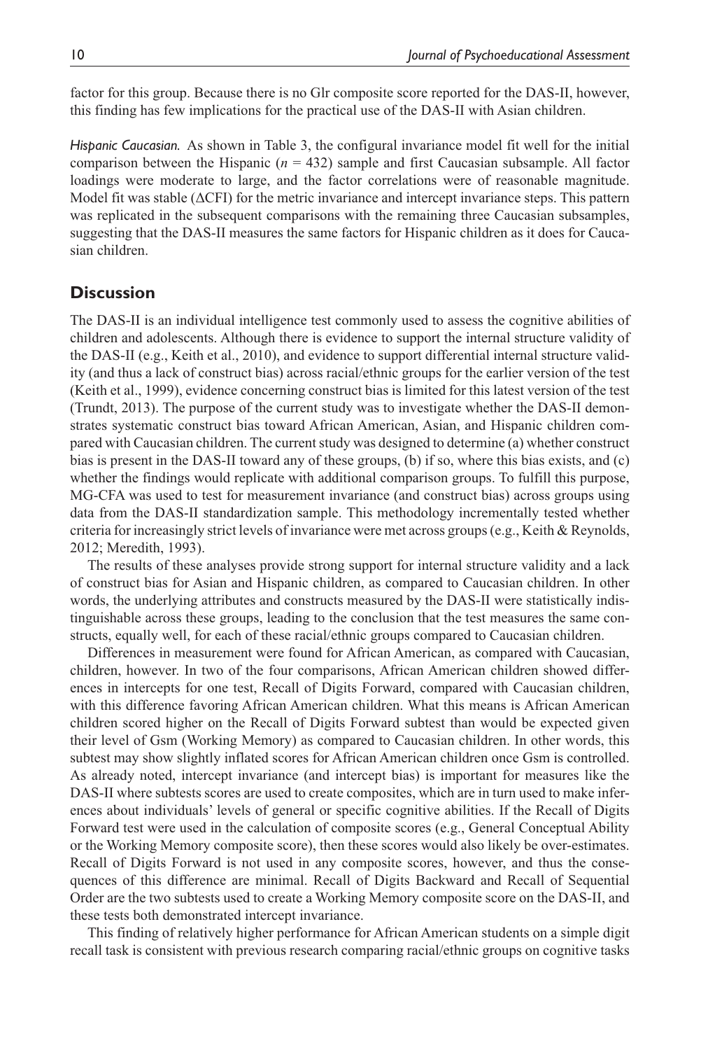factor for this group. Because there is no Glr composite score reported for the DAS-II, however, this finding has few implications for the practical use of the DAS-II with Asian children.

*Hispanic Caucasian.* As shown in Table 3, the configural invariance model fit well for the initial comparison between the Hispanic ($n$ = 432) sample and first Caucasian subsample. All factor loadings were moderate to large, and the factor correlations were of reasonable magnitude. Model fit was stable (ΔCFI) for the metric invariance and intercept invariance steps. This pattern was replicated in the subsequent comparisons with the remaining three Caucasian subsamples, suggesting that the DAS-II measures the same factors for Hispanic children as it does for Caucasian children.

## Discussion

The DAS-II is an individual intelligence test commonly used to assess the cognitive abilities of children and adolescents. Although there is evidence to support the internal structure validity of the DAS-II (e.g., Keith et al., 2010), and evidence to support differential internal structure validity (and thus a lack of construct bias) across racial/ethnic groups for the earlier version of the test (Keith et al., 1999), evidence concerning construct bias is limited for this latest version of the test (Trundt, 2013). The purpose of the current study was to investigate whether the DAS-II demonstrates systematic construct bias toward African American, Asian, and Hispanic children compared with Caucasian children. The current study was designed to determine (a) whether construct bias is present in the DAS-II toward any of these groups, (b) if so, where this bias exists, and (c) whether the findings would replicate with additional comparison groups. To fulfill this purpose, MG-CFA was used to test for measurement invariance (and construct bias) across groups using data from the DAS-II standardization sample. This methodology incrementally tested whether criteria for increasingly strict levels of invariance were met across groups (e.g., Keith & Reynolds, 2012; Meredith, 1993).

The results of these analyses provide strong support for internal structure validity and a lack of construct bias for Asian and Hispanic children, as compared to Caucasian children. In other words, the underlying attributes and constructs measured by the DAS-II were statistically indistinguishable across these groups, leading to the conclusion that the test measures the same constructs, equally well, for each of these racial/ethnic groups compared to Caucasian children.

Differences in measurement were found for African American, as compared with Caucasian, children, however. In two of the four comparisons, African American children showed differences in intercepts for one test, Recall of Digits Forward, compared with Caucasian children, with this difference favoring African American children. What this means is African American children scored higher on the Recall of Digits Forward subtest than would be expected given their level of Gsm (Working Memory) as compared to Caucasian children. In other words, this subtest may show slightly inflated scores for African American children once Gsm is controlled. As already noted, intercept invariance (and intercept bias) is important for measures like the DAS-II where subtests scores are used to create composites, which are in turn used to make inferences about individuals' levels of general or specific cognitive abilities. If the Recall of Digits Forward test were used in the calculation of composite scores (e.g., General Conceptual Ability or the Working Memory composite score), then these scores would also likely be over-estimates. Recall of Digits Forward is not used in any composite scores, however, and thus the consequences of this difference are minimal. Recall of Digits Backward and Recall of Sequential Order are the two subtests used to create a Working Memory composite score on the DAS-II, and these tests both demonstrated intercept invariance.

This finding of relatively higher performance for African American students on a simple digit recall task is consistent with previous research comparing racial/ethnic groups on cognitive tasks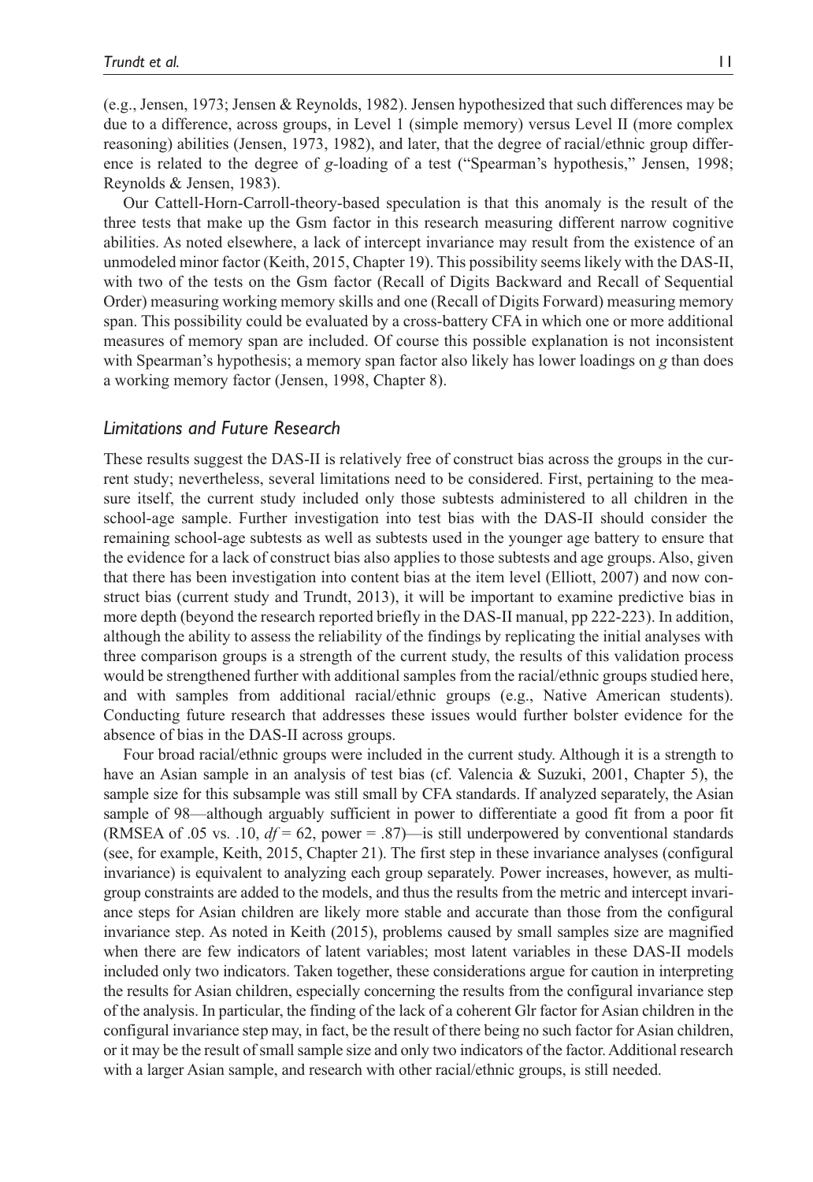(e.g., Jensen, 1973; Jensen & Reynolds, 1982). Jensen hypothesized that such differences may be due to a difference, across groups, in Level 1 (simple memory) versus Level II (more complex reasoning) abilities (Jensen, 1973, 1982), and later, that the degree of racial/ethnic group difference is related to the degree of *g*-loading of a test ("Spearman's hypothesis," Jensen, 1998; Reynolds & Jensen, 1983).

Our Cattell-Horn-Carroll-theory-based speculation is that this anomaly is the result of the three tests that make up the Gsm factor in this research measuring different narrow cognitive abilities. As noted elsewhere, a lack of intercept invariance may result from the existence of an unmodeled minor factor (Keith, 2015, Chapter 19). This possibility seems likely with the DAS-II, with two of the tests on the Gsm factor (Recall of Digits Backward and Recall of Sequential Order) measuring working memory skills and one (Recall of Digits Forward) measuring memory span. This possibility could be evaluated by a cross-battery CFA in which one or more additional measures of memory span are included. Of course this possible explanation is not inconsistent with Spearman's hypothesis; a memory span factor also likely has lower loadings on *g* than does a working memory factor (Jensen, 1998, Chapter 8).

## *Limitations and Future Research*

These results suggest the DAS-II is relatively free of construct bias across the groups in the current study; nevertheless, several limitations need to be considered. First, pertaining to the measure itself, the current study included only those subtests administered to all children in the school-age sample. Further investigation into test bias with the DAS-II should consider the remaining school-age subtests as well as subtests used in the younger age battery to ensure that the evidence for a lack of construct bias also applies to those subtests and age groups. Also, given that there has been investigation into content bias at the item level (Elliott, 2007) and now construct bias (current study and Trundt, 2013), it will be important to examine predictive bias in more depth (beyond the research reported briefly in the DAS-II manual, pp 222-223). In addition, although the ability to assess the reliability of the findings by replicating the initial analyses with three comparison groups is a strength of the current study, the results of this validation process would be strengthened further with additional samples from the racial/ethnic groups studied here, and with samples from additional racial/ethnic groups (e.g., Native American students). Conducting future research that addresses these issues would further bolster evidence for the absence of bias in the DAS-II across groups.

Four broad racial/ethnic groups were included in the current study. Although it is a strength to have an Asian sample in an analysis of test bias (cf. Valencia & Suzuki, 2001, Chapter 5), the sample size for this subsample was still small by CFA standards. If analyzed separately, the Asian sample of 98—although arguably sufficient in power to differentiate a good fit from a poor fit (RMSEA of .05 vs. .10, $df = 62$, power = .87)—is still underpowered by conventional standards (see, for example, Keith, 2015, Chapter 21). The first step in these invariance analyses (configural invariance) is equivalent to analyzing each group separately. Power increases, however, as multigroup constraints are added to the models, and thus the results from the metric and intercept invariance steps for Asian children are likely more stable and accurate than those from the configural invariance step. As noted in Keith (2015), problems caused by small samples size are magnified when there are few indicators of latent variables; most latent variables in these DAS-II models included only two indicators. Taken together, these considerations argue for caution in interpreting the results for Asian children, especially concerning the results from the configural invariance step of the analysis. In particular, the finding of the lack of a coherent Glr factor for Asian children in the configural invariance step may, in fact, be the result of there being no such factor for Asian children, or it may be the result of small sample size and only two indicators of the factor. Additional research with a larger Asian sample, and research with other racial/ethnic groups, is still needed.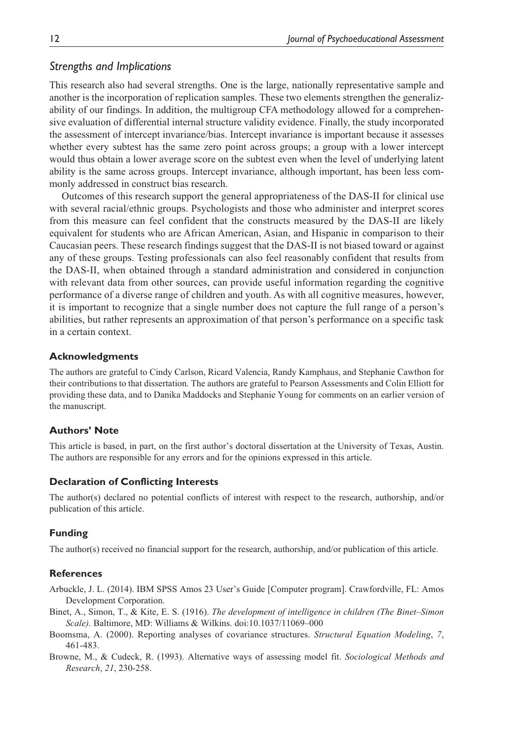### *Strengths and Implications*

This research also had several strengths. One is the large, nationally representative sample and another is the incorporation of replication samples. These two elements strengthen the generalizability of our findings. In addition, the multigroup CFA methodology allowed for a comprehensive evaluation of differential internal structure validity evidence. Finally, the study incorporated the assessment of intercept invariance/bias. Intercept invariance is important because it assesses whether every subtest has the same zero point across groups; a group with a lower intercept would thus obtain a lower average score on the subtest even when the level of underlying latent ability is the same across groups. Intercept invariance, although important, has been less commonly addressed in construct bias research.

Outcomes of this research support the general appropriateness of the DAS-II for clinical use with several racial/ethnic groups. Psychologists and those who administer and interpret scores from this measure can feel confident that the constructs measured by the DAS-II are likely equivalent for students who are African American, Asian, and Hispanic in comparison to their Caucasian peers. These research findings suggest that the DAS-II is not biased toward or against any of these groups. Testing professionals can also feel reasonably confident that results from the DAS-II, when obtained through a standard administration and considered in conjunction with relevant data from other sources, can provide useful information regarding the cognitive performance of a diverse range of children and youth. As with all cognitive measures, however, it is important to recognize that a single number does not capture the full range of a person's abilities, but rather represents an approximation of that person's performance on a specific task in a certain context.

## Acknowledgments

The authors are grateful to Cindy Carlson, Ricard Valencia, Randy Kamphaus, and Stephanie Cawthon for their contributions to that dissertation. The authors are grateful to Pearson Assessments and Colin Elliott for providing these data, and to Danika Maddocks and Stephanie Young for comments on an earlier version of the manuscript.

## Authors' Note

This article is based, in part, on the first author's doctoral dissertation at the University of Texas, Austin. The authors are responsible for any errors and for the opinions expressed in this article.

## Declaration of Conflicting Interests

The author(s) declared no potential conflicts of interest with respect to the research, authorship, and/or publication of this article.

## Funding

The author(s) received no financial support for the research, authorship, and/or publication of this article.

## References

Arbuckle, J. L. (2014). IBM SPSS Amos 23 User's Guide [Computer program]. Crawfordville, FL: Amos Development Corporation.

Binet, A., Simon, T., & Kite, E. S. (1916). *The development of intelligence in children (The Binet–Simon Scale)*. Baltimore, MD: Williams & Wilkins. doi:10.1037/11069–000

Boomsma, A. (2000). Reporting analyses of covariance structures. *Structural Equation Modeling*, *7*, 461-483.

Browne, M., & Cudeck, R. (1993). Alternative ways of assessing model fit. *Sociological Methods and Research*, *21*, 230-258.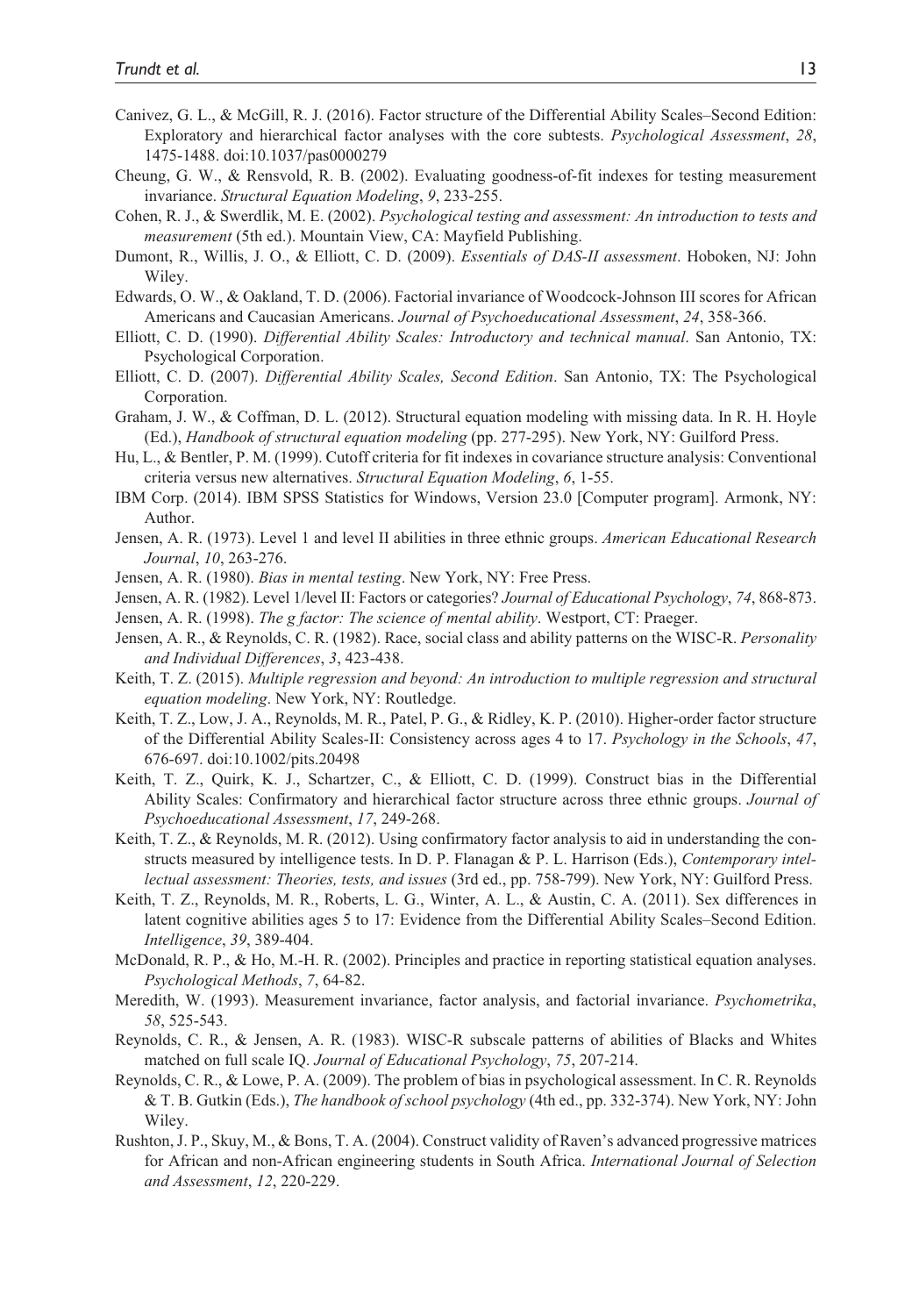Canivez, G. L., & McGill, R. J. (2016). Factor structure of the Differential Ability Scales–Second Edition: Exploratory and hierarchical factor analyses with the core subtests. *Psychological Assessment*, *28*, 1475-1488. doi:10.1037/pas0000279

Cheung, G. W., & Rensvold, R. B. (2002). Evaluating goodness-of-fit indexes for testing measurement invariance. *Structural Equation Modeling*, *9*, 233-255.

Cohen, R. J., & Swerdlik, M. E. (2002). *Psychological testing and assessment: An introduction to tests and measurement* (5th ed.). Mountain View, CA: Mayfield Publishing.

Dumont, R., Willis, J. O., & Elliott, C. D. (2009). *Essentials of DAS-II assessment*. Hoboken, NJ: John Wiley.

Edwards, O. W., & Oakland, T. D. (2006). Factorial invariance of Woodcock-Johnson III scores for African Americans and Caucasian Americans. *Journal of Psychoeducational Assessment*, *24*, 358-366.

Elliott, C. D. (1990). *Differential Ability Scales: Introductory and technical manual*. San Antonio, TX: Psychological Corporation.

Elliott, C. D. (2007). *Differential Ability Scales, Second Edition*. San Antonio, TX: The Psychological Corporation.

Graham, J. W., & Coffman, D. L. (2012). Structural equation modeling with missing data. In R. H. Hoyle (Ed.), *Handbook of structural equation modeling* (pp. 277-295). New York, NY: Guilford Press.

Hu, L., & Bentler, P. M. (1999). Cutoff criteria for fit indexes in covariance structure analysis: Conventional criteria versus new alternatives. *Structural Equation Modeling*, *6*, 1-55.

IBM Corp. (2014). IBM SPSS Statistics for Windows, Version 23.0 [Computer program]. Armonk, NY: Author.

Jensen, A. R. (1973). Level 1 and level II abilities in three ethnic groups. *American Educational Research Journal*, *10*, 263-276.

Jensen, A. R. (1980). *Bias in mental testing*. New York, NY: Free Press.

Jensen, A. R. (1982). Level 1/level II: Factors or categories? *Journal of Educational Psychology*, *74*, 868-873.

Jensen, A. R. (1998). *The g factor: The science of mental ability*. Westport, CT: Praeger.

Jensen, A. R., & Reynolds, C. R. (1982). Race, social class and ability patterns on the WISC-R. *Personality and Individual Differences*, *3*, 423-438.

Keith, T. Z. (2015). *Multiple regression and beyond: An introduction to multiple regression and structural equation modeling*. New York, NY: Routledge.

Keith, T. Z., Low, J. A., Reynolds, M. R., Patel, P. G., & Ridley, K. P. (2010). Higher-order factor structure of the Differential Ability Scales-II: Consistency across ages 4 to 17. *Psychology in the Schools*, *47*, 676-697. doi:10.1002/pits.20498

Keith, T. Z., Quirk, K. J., Schartzer, C., & Elliott, C. D. (1999). Construct bias in the Differential Ability Scales: Confirmatory and hierarchical factor structure across three ethnic groups. *Journal of Psychoeducational Assessment*, *17*, 249-268.

Keith, T. Z., & Reynolds, M. R. (2012). Using confirmatory factor analysis to aid in understanding the constructs measured by intelligence tests. In D. P. Flanagan & P. L. Harrison (Eds.), *Contemporary intellectual assessment: Theories, tests, and issues* (3rd ed., pp. 758-799). New York, NY: Guilford Press.

Keith, T. Z., Reynolds, M. R., Roberts, L. G., Winter, A. L., & Austin, C. A. (2011). Sex differences in latent cognitive abilities ages 5 to 17: Evidence from the Differential Ability Scales–Second Edition. *Intelligence*, *39*, 389-404.

McDonald, R. P., & Ho, M.-H. R. (2002). Principles and practice in reporting statistical equation analyses. *Psychological Methods*, *7*, 64-82.

Meredith, W. (1993). Measurement invariance, factor analysis, and factorial invariance. *Psychometrika*, *58*, 525-543.

Reynolds, C. R., & Jensen, A. R. (1983). WISC-R subscale patterns of abilities of Blacks and Whites matched on full scale IQ. *Journal of Educational Psychology*, *75*, 207-214.

Reynolds, C. R., & Lowe, P. A. (2009). The problem of bias in psychological assessment. In C. R. Reynolds & T. B. Gutkin (Eds.), *The handbook of school psychology* (4th ed., pp. 332-374). New York, NY: John Wiley.

Rushton, J. P., Skuy, M., & Bons, T. A. (2004). Construct validity of Raven's advanced progressive matrices for African and non-African engineering students in South Africa. *International Journal of Selection and Assessment*, *12*, 220-229.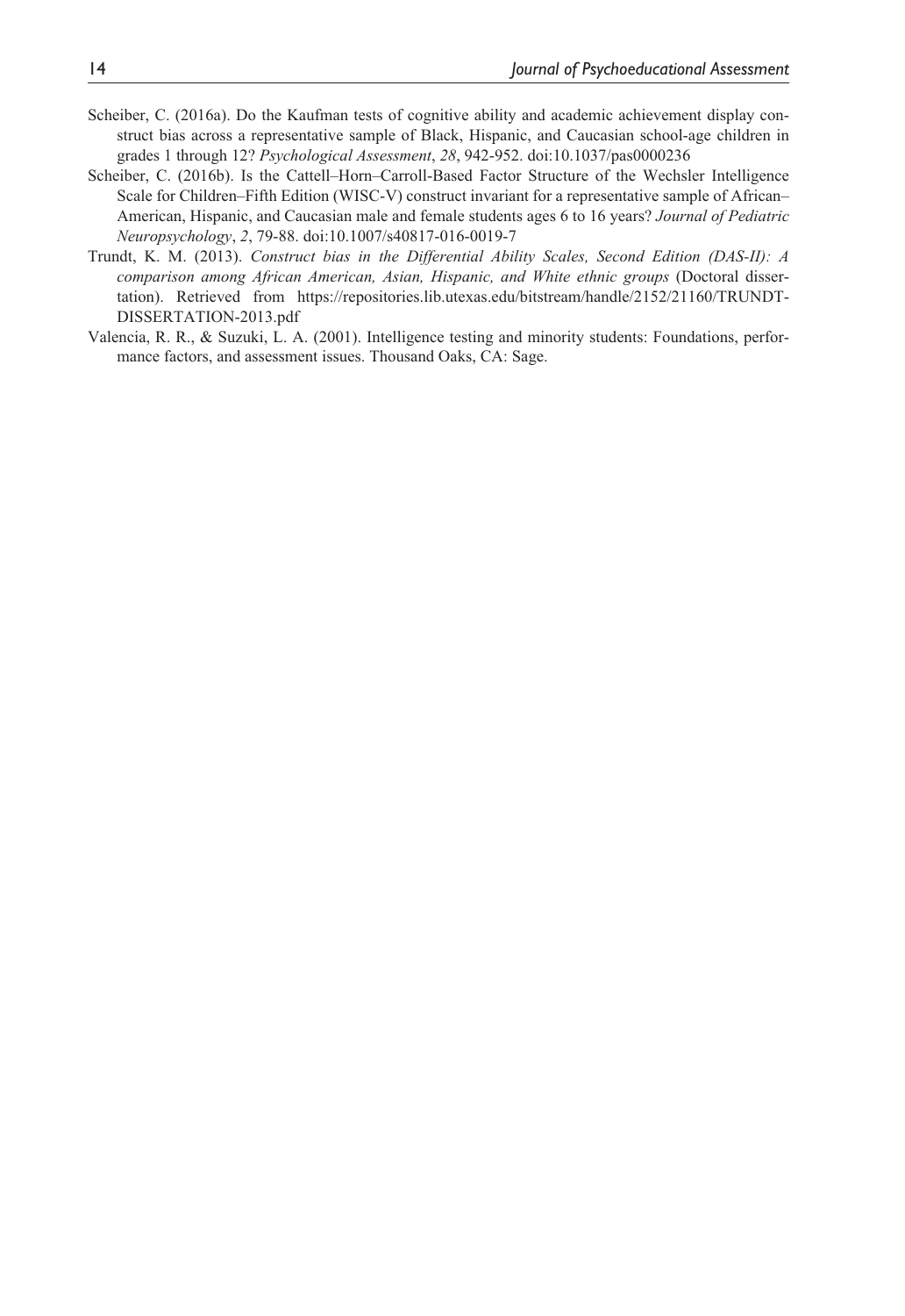Scheiber, C. (2016a). Do the Kaufman tests of cognitive ability and academic achievement display construct bias across a representative sample of Black, Hispanic, and Caucasian school-age children in grades 1 through 12? *Psychological Assessment*, *28*, 942-952. doi:10.1037/pas0000236

Scheiber, C. (2016b). Is the Cattell–Horn–Carroll-Based Factor Structure of the Wechsler Intelligence Scale for Children–Fifth Edition (WISC-V) construct invariant for a representative sample of African–American, Hispanic, and Caucasian male and female students ages 6 to 16 years? *Journal of Pediatric Neuropsychology*, *2*, 79-88. doi:10.1007/s40817-016-0019-7

Trundt, K. M. (2013). *Construct bias in the Differential Ability Scales, Second Edition (DAS-II): A comparison among African American, Asian, Hispanic, and White ethnic groups* (Doctoral dissertation). Retrieved from https://repositories.lib.utexas.edu/bitstream/handle/2152/21160/TRUNDT-DISSERTATION-2013.pdf

Valencia, R. R., & Suzuki, L. A. (2001). Intelligence testing and minority students: Foundations, performance factors, and assessment issues. Thousand Oaks, CA: Sage.